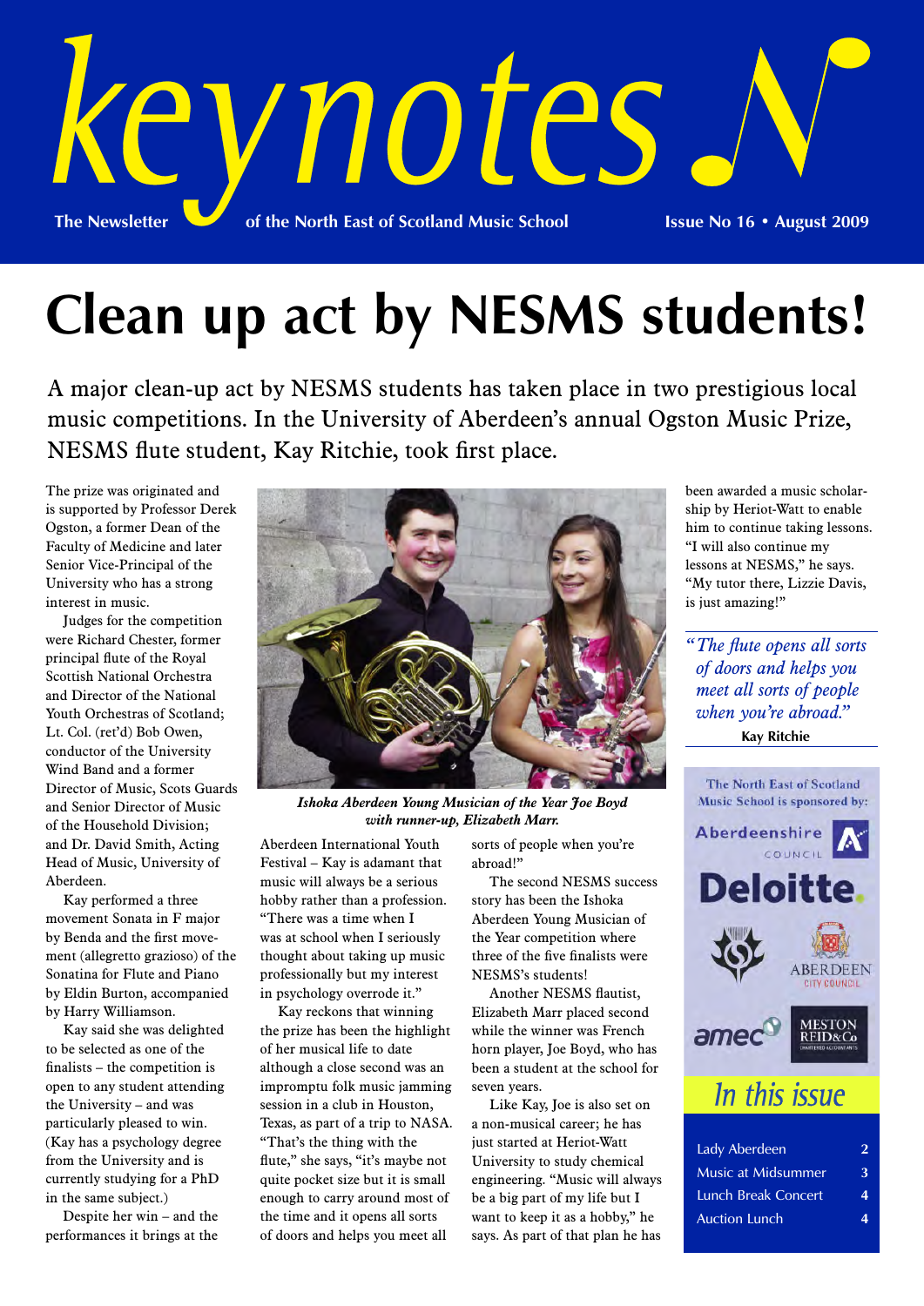# keynotes

The Newsletter of the North East of Scotland Music School

Issue No 16 • August 2009

# Clean up act by NESMS students!

A major clean-up act by NESMS students has taken place in two prestigious local music competitions. In the University of Aberdeen's annual Ogston Music Prize, NESMS flute student, Kay Ritchie, took first place.

The prize was originated and is supported by Professor Derek Ogston, a former Dean of the Faculty of Medicine and later Senior Vice-Principal of the University who has a strong interest in music.

Judges for the competition were Richard Chester, former principal flute of the Royal Scottish National Orchestra and Director of the National Youth Orchestras of Scotland; Lt. Col. (ret'd) Bob Owen, conductor of the University Wind Band and a former Director of Music, Scots Guards and Senior Director of Music of the Household Division; and Dr. David Smith, Acting Head of Music, University of Aberdeen.

Kay performed a three movement Sonata in F major by Benda and the first movement (allegretto grazioso) of the Sonatina for Flute and Piano by Eldin Burton, accompanied by Harry Williamson.

Kay said she was delighted to be selected as one of the finalists – the competition is open to any student attending the University – and was particularly pleased to win. (Kay has a psychology degree from the University and is currently studying for a PhD in the same subject.)

Despite her win – and the performances it brings at the Aberdeen International Youth Festival – Kay is adamant that music will always be a serious hobby rather than a profession. "There was a time when I was at school when I seriously thought about taking up music professionally but my interest in psychology overrode it."

*Ishoka Aberdeen Young Musician of the Year Joe Boyd with runner-up, Elizabeth Marr.*

Kay reckons that winning the prize has been the highlight of her musical life to date although a close second was an impromptu folk music jamming session in a club in Houston, Texas, as part of a trip to NASA. "That's the thing with the flute," she says, "it's maybe not quite pocket size but it is small enough to carry around most of the time and it opens all sorts of doors and helps you meet all sorts of people when you're abroad!"

The second NESMS success story has been the Ishoka Aberdeen Young Musician of the Year competition where three of the five finalists were NESMS's students!

Another NESMS flautist, Elizabeth Marr placed second while the winner was French horn player, Joe Boyd, who has been a student at the school for seven years.

Like Kay, Joe is also set on a non-musical career; he has just started at Heriot-Watt University to study chemical engineering. "Music will always be a big part of my life but I want to keep it as a hobby," he says. As part of that plan he has been awarded a music scholarship by Heriot-Watt to enable him to continue taking lessons. "I will also continue my lessons at NESMS," he says. "My tutor there, Lizzie Davis, is just amazing!"

> *"The flute opens all sorts of doors and helps you meet all sorts of people when you're abroad."*
> **Kay Ritchie**

The North East of Scotland Music School is sponsored by: Aberdeenshire Council, Deloitte, Aberdeen City Council, amec, Meston Reid & Co Chartered Accountants

## In this issue

| | |
|---|---|
| Lady Aberdeen | 2 |
| Music at Midsummer | 3 |
| Lunch Break Concert | 4 |
| Auction Lunch | 4 |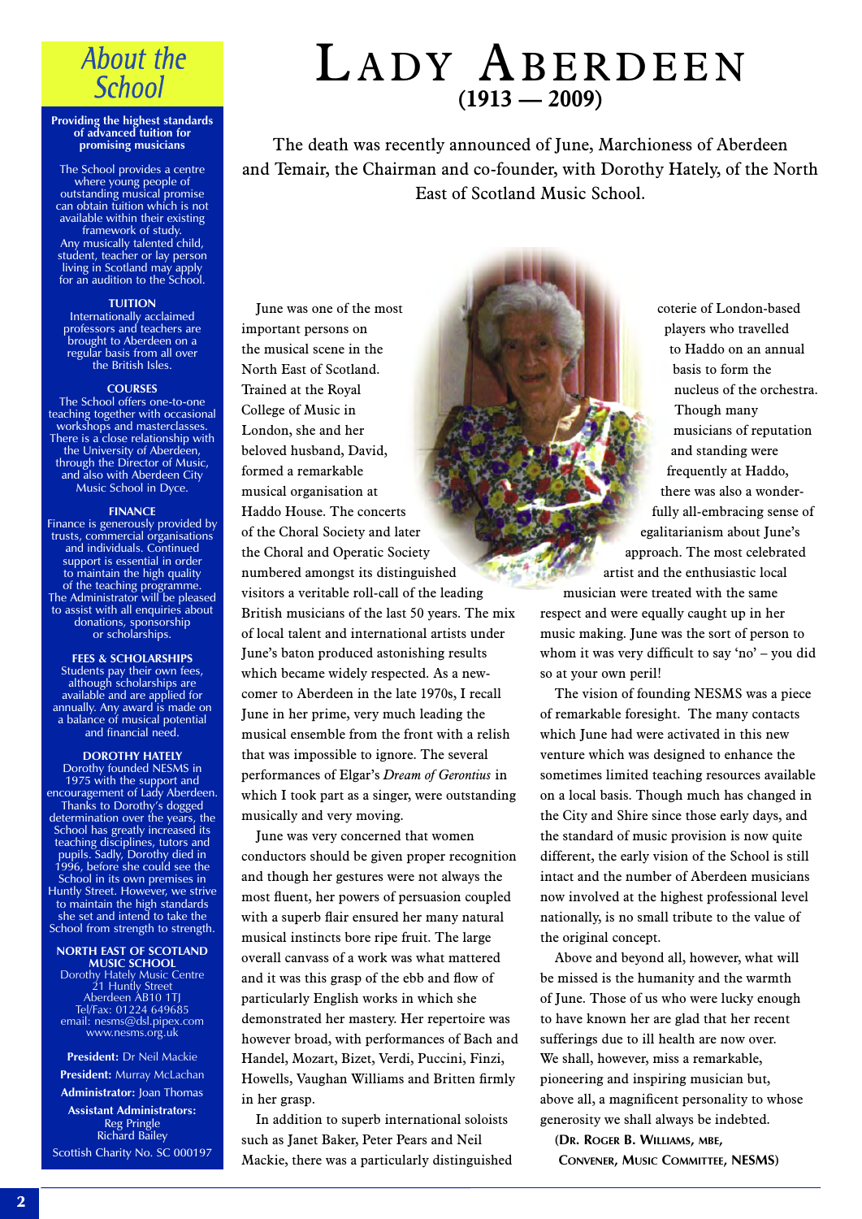# About the School

**Providing the highest standards of advanced tuition for promising musicians**

The School provides a centre where young people of outstanding musical promise can obtain tuition which is not available within their existing framework of study. Any musically talented child, student, teacher or lay person living in Scotland may apply for an audition to the School.

**TUITION**

Internationally acclaimed professors and teachers are brought to Aberdeen on a regular basis from all over the British Isles.

**COURSES**

The School offers one-to-one teaching together with occasional workshops and masterclasses. There is a close relationship with the University of Aberdeen, through the Director of Music, and also with Aberdeen City Music School in Dyce.

**FINANCE**

Finance is generously provided by trusts, commercial organisations and individuals. Continued support is essential in order to maintain the high quality of the teaching programme. The Administrator will be pleased to assist with all enquiries about donations, sponsorship or scholarships.

**FEES & SCHOLARSHIPS**

Students pay their own fees, although scholarships are available and are applied for annually. Any award is made on a balance of musical potential and financial need.

**DOROTHY HATELY**

Dorothy founded NESMS in 1975 with the support and encouragement of Lady Aberdeen. Thanks to Dorothy's dogged determination over the years, the School has greatly increased its teaching disciplines, tutors and pupils. Sadly, Dorothy died in 1996, before she could see the School in its own premises in Huntly Street. However, we strive to maintain the high standards she set and intend to take the School from strength to strength.

**NORTH EAST OF SCOTLAND MUSIC SCHOOL**

Dorothy Hately Music Centre
21 Huntly Street
Aberdeen AB10 1TJ
Tel/Fax: 01224 649685
email: nesms@dsl.pipex.com
www.nesms.org.uk

**President:** Dr Neil Mackie

**President:** Murray McLachan

**Administrator:** Joan Thomas

**Assistant Administrators:**
Reg Pringle
Richard Bailey

Scottish Charity No. SC 000197

# Lady Aberdeen
## (1913 — 2009)

The death was recently announced of June, Marchioness of Aberdeen and Temair, the Chairman and co-founder, with Dorothy Hately, of the North East of Scotland Music School.

June was one of the most important persons on the musical scene in the North East of Scotland. Trained at the Royal College of Music in London, she and her beloved husband, David, formed a remarkable musical organisation at Haddo House. The concerts of the Choral Society and later the Choral and Operatic Society numbered amongst its distinguished visitors a veritable roll-call of the leading British musicians of the last 50 years. The mix of local talent and international artists under June's baton produced astonishing results which became widely respected. As a newcomer to Aberdeen in the late 1970s, I recall June in her prime, very much leading the musical ensemble from the front with a relish that was impossible to resist. The great performances of Elgar's *Dream of Gerontius* in which I took part as a singer, were outstanding musically and very moving.

June was very concerned that women conductors should be given proper recognition and though her gestures were not always the most fluent, her powers of persuasion coupled with a superb flair ensured her many natural musical instincts bore ripe fruit. The large overall canvass of a work was what mattered and it was this grasp of the ebb and flow of particularly English works in which she demonstrated her mastery. Her repertoire was however broad, with performances of Bach and Handel, Mozart, Bizet, Verdi, Puccini, Finzi, Howells, Vaughan Williams and Britten firmly in her grasp.

In addition to superb international soloists such as Janet Baker, Peter Pears and Neil Mackie, there was a particularly distinguished coterie of London-based players who travelled to Haddo on an annual basis to form the nucleus of the orchestra. Though many musicians of reputation and standing were frequently at Haddo, there was also a wonderfully all-embracing sense of egalitarianism about June's approach. The most celebrated artist and the enthusiastic local musician were treated with the same respect and were equally caught up in her music making. June was the sort of person to whom it was very difficult to say 'no' – you did so at your own peril!

The vision of founding NESMS was a piece of remarkable foresight. The many contacts which June had were activated in this new venture which was designed to enhance the sometimes limited teaching resources available on a local basis. Though much has changed in the City and Shire since those early days, and the standard of music provision is now quite different, the early vision of the School is still intact and the number of Aberdeen musicians now involved at the highest professional level nationally, is no small tribute to the value of the original concept.

Above and beyond all, however, what will be missed is the humanity and the warmth of June. Those of us who were lucky enough to have known her are glad that her recent sufferings due to ill health are now over. We shall, however, miss a remarkable, pioneering and inspiring musician but, above all, a magnificent personality to whose generosity we shall always be indebted.

**(Dr. Roger B. Williams, MBE, Convener, Music Committee, NESMS)**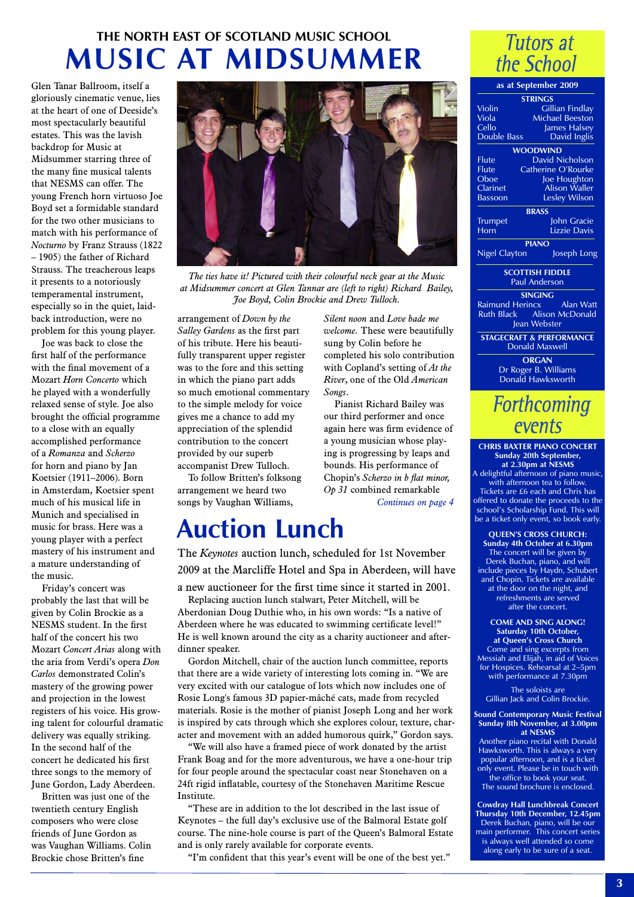# THE NORTH EAST OF SCOTLAND MUSIC SCHOOL

# MUSIC AT MIDSUMMER

Glen Tanar Ballroom, itself a gloriously cinematic venue, lies at the heart of one of Deeside's most spectacularly beautiful estates. This was the lavish backdrop for Music at Midsummer starring three of the many fine musical talents that NESMS can offer. The young French horn virtuoso Joe Boyd set a formidable standard for the two other musicians to match with his performance of *Nocturno* by Franz Strauss (1822 – 1905) the father of Richard Strauss. The treacherous leaps it presents to a notoriously temperamental instrument, especially so in the quiet, laid-back introduction, were no problem for this young player.

Joe was back to close the first half of the performance with the final movement of a Mozart *Horn Concerto* which he played with a wonderfully relaxed sense of style. Joe also brought the official programme to a close with an equally accomplished performance of a *Romanza* and *Scherzo* for horn and piano by Jan Koetsier (1911–2006). Born in Amsterdam, Koetsier spent much of his musical life in Munich and specialised in music for brass. Here was a young player with a perfect mastery of his instrument and a mature understanding of the music.

Friday's concert was probably the last that will be given by Colin Brockie as a NESMS student. In the first half of the concert his two Mozart *Concert Arias* along with the aria from Verdi's opera *Don Carlos* demonstrated Colin's mastery of the growing power and projection in the lowest registers of his voice. His growing talent for colourful dramatic delivery was equally striking. In the second half of the concert he dedicated his first three songs to the memory of June Gordon, Lady Aberdeen.

Britten was just one of the twentieth century English composers who were close friends of June Gordon as was Vaughan Williams. Colin Brockie chose Britten's fine arrangement of *Down by the Salley Gardens* as the first part of his tribute. Here his beautifully transparent upper register was to the fore and this setting in which the piano part adds so much emotional commentary to the simple melody for voice gives me a chance to add my appreciation of the splendid contribution to the concert provided by our superb accompanist Drew Tulloch.

*The ties have it! Pictured with their colourful neck gear at the Music at Midsummer concert at Glen Tannar are (left to right) Richard Bailey, Joe Boyd, Colin Brockie and Drew Tulloch.*

To follow Britten's folksong arrangement we heard two songs by Vaughan Williams, *Silent noon* and *Love bade me welcome*. These were beautifully sung by Colin before he completed his solo contribution with Copland's setting of *At the River*, one of the Old *American Songs*.

Pianist Richard Bailey was our third performer and once again here was firm evidence of a young musician whose playing is progressing by leaps and bounds. His performance of Chopin's *Scherzo in b flat minor, Op 31* combined remarkable

*Continues on page 4*

# Auction Lunch

The *Keynotes* auction lunch, scheduled for 1st November 2009 at the Marcliffe Hotel and Spa in Aberdeen, will have a new auctioneer for the first time since it started in 2001.

Replacing auction lunch stalwart, Peter Mitchell, will be Aberdonian Doug Duthie who, in his own words: "Is a native of Aberdeen where he was educated to swimming certificate level!" He is well known around the city as a charity auctioneer and after-dinner speaker.

Gordon Mitchell, chair of the auction lunch committee, reports that there are a wide variety of interesting lots coming in. "We are very excited with our catalogue of lots which now includes one of Rosie Long's famous 3D papier-mâché cats, made from recycled materials. Rosie is the mother of pianist Joseph Long and her work is inspired by cats through which she explores colour, texture, character and movement with an added humorous quirk," Gordon says.

"We will also have a framed piece of work donated by the artist Frank Boag and for the more adventurous, we have a one-hour trip for four people around the spectacular coast near Stonehaven on a 24ft rigid inflatable, courtesy of the Stonehaven Maritime Rescue Institute.

"These are in addition to the lot described in the last issue of Keynotes – the full day's exclusive use of the Balmoral Estate golf course. The nine-hole course is part of the Queen's Balmoral Estate and is only rarely available for corporate events.

"I'm confident that this year's event will be one of the best yet."

# Tutors at the School

**as at September 2009**

**STRINGS**

| | |
|---|---|
| Violin | Gillian Findlay |
| Viola | Michael Beeston |
| Cello | James Halsey |
| Double Bass | David Inglis |

**WOODWIND**

| | |
|---|---|
| Flute | David Nicholson |
| Flute | Catherine O'Rourke |
| Oboe | Joe Houghton |
| Clarinet | Alison Waller |
| Bassoon | Lesley Wilson |

**BRASS**

| | |
|---|---|
| Trumpet | John Gracie |
| Horn | Lizzie Davis |

**PIANO**

Nigel Clayton, Joseph Long

**SCOTTISH FIDDLE**

Paul Anderson

**SINGING**

Raimund Herincx, Alan Watt, Ruth Black, Alison McDonald, Jean Webster

**STAGECRAFT & PERFORMANCE**

Donald Maxwell

**ORGAN**

Dr Roger B. Williams, Donald Hawksworth

# Forthcoming events

**CHRIS BAXTER PIANO CONCERT**
**Sunday 20th September, at 2.30pm at NESMS**
A delightful afternoon of piano music, with afternoon tea to follow. Tickets are £6 each and Chris has offered to donate the proceeds to the school's Scholarship Fund. This will be a ticket only event, so book early.

**QUEEN'S CROSS CHURCH:**
**Sunday 4th October at 6.30pm**
The concert will be given by Derek Buchan, piano, and will include pieces by Haydn, Schubert and Chopin. Tickets are available at the door on the night, and refreshments are served after the concert.

**COME AND SING ALONG!**
**Saturday 10th October, at Queen's Cross Church**
Come and sing excerpts from Messiah and Elijah, in aid of Voices for Hospices. Rehearsal at 2–5pm with performance at 7.30pm

The soloists are Gillian Jack and Colin Brockie.

**Sound Contemporary Music Festival**
**Sunday 8th November, at 3.00pm at NESMS**
Another piano recital with Donald Hawksworth. This is always a very popular afternoon, and is a ticket only event. Please be in touch with the office to book your seat. The sound brochure is enclosed.

**Cowdray Hall Lunchbreak Concert**
**Thursday 10th December, 12.45pm**
Derek Buchan, piano, will be our main performer. This concert series is always well attended so come along early to be sure of a seat.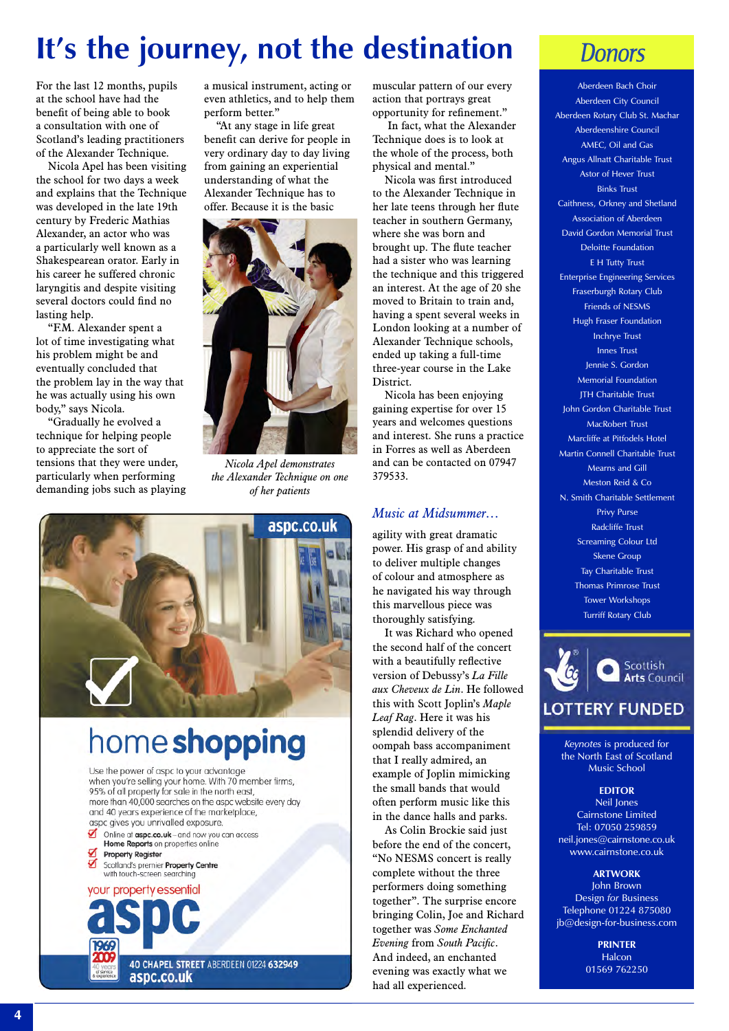# It's the journey, not the destination

For the last 12 months, pupils at the school have had the benefit of being able to book a consultation with one of Scotland's leading practitioners of the Alexander Technique.

Nicola Apel has been visiting the school for two days a week and explains that the Technique was developed in the late 19th century by Frederic Mathias Alexander, an actor who was a particularly well known as a Shakespearean orator. Early in his career he suffered chronic laryngitis and despite visiting several doctors could find no lasting help.

"F.M. Alexander spent a lot of time investigating what his problem might be and eventually concluded that the problem lay in the way that he was actually using his own body," says Nicola.

"Gradually he evolved a technique for helping people to appreciate the sort of tensions that they were under, particularly when performing demanding jobs such as playing a musical instrument, acting or even athletics, and to help them perform better."

"At any stage in life great benefit can derive for people in very ordinary day to day living from gaining an experiential understanding of what the Alexander Technique has to offer. Because it is the basic muscular pattern of our every action that portrays great opportunity for refinement."

In fact, what the Alexander Technique does is to look at the whole of the process, both physical and mental."

*Nicola Apel demonstrates the Alexander Technique on one of her patients*

Nicola was first introduced to the Alexander Technique in her late teens through her flute teacher in southern Germany, where she was born and brought up. The flute teacher had a sister who was learning the technique and this triggered an interest. At the age of 20 she moved to Britain to train and, having a spent several weeks in London looking at a number of Alexander Technique schools, ended up taking a full-time three-year course in the Lake District.

Nicola has been enjoying gaining expertise for over 15 years and welcomes questions and interest. She runs a practice in Forres as well as Aberdeen and can be contacted on 07947 379533.

## *Music at Midsummer…*

agility with great dramatic power. His grasp of and ability to deliver multiple changes of colour and atmosphere as he navigated his way through this marvellous piece was thoroughly satisfying.

It was Richard who opened the second half of the concert with a beautifully reflective version of Debussy's *La Fille aux Cheveux de Lin*. He followed this with Scott Joplin's *Maple Leaf Rag*. Here it was his splendid delivery of the oompah bass accompaniment that I really admired, an example of Joplin mimicking the small bands that would often perform music like this in the dance halls and parks.

As Colin Brockie said just before the end of the concert, "No NESMS concert is really complete without the three performers doing something together". The surprise encore bringing Colin, Joe and Richard together was *Some Enchanted Evening* from *South Pacific*. And indeed, an enchanted evening was exactly what we had all experienced.

aspc.co.uk

**home shopping**

Use the power of aspc to your advantage when you're selling your home. With 70 member firms, 95% of all property for sale in the north east, more than 40,000 searches on the aspc website every day and 40 years experience of the marketplace, aspc gives you unrivalled exposure.

- Online at **aspc.co.uk** – and now you can access **Home Reports** on properties online
- **Property Register**
- Scotland's premier **Property Centre** with touch-screen searching

your property essential

aspc

1969 2009 40 years of service & experience

40 CHAPEL STREET ABERDEEN 01224 632949
aspc.co.uk

## Donors

Aberdeen Bach Choir
Aberdeen City Council
Aberdeen Rotary Club St. Machar
Aberdeenshire Council
AMEC, Oil and Gas
Angus Allnatt Charitable Trust
Astor of Hever Trust
Binks Trust
Caithness, Orkney and Shetland Association of Aberdeen
David Gordon Memorial Trust
Deloitte Foundation
E H Tutty Trust
Enterprise Engineering Services
Fraserburgh Rotary Club
Friends of NESMS
Hugh Fraser Foundation
Inchrye Trust
Innes Trust
Jennie S. Gordon Memorial Foundation
JTH Charitable Trust
John Gordon Charitable Trust
MacRobert Trust
Marcliffe at Pitfodels Hotel
Martin Connell Charitable Trust
Mearns and Gill
Meston Reid & Co
N. Smith Charitable Settlement
Privy Purse
Radcliffe Trust
Screaming Colour Ltd
Skene Group
Tay Charitable Trust
Thomas Primrose Trust
Tower Workshops
Turriff Rotary Club

Scottish Arts Council
LOTTERY FUNDED

*Keynotes* is produced for the North East of Scotland Music School

**EDITOR**
Neil Jones
Cairnstone Limited
Tel: 07050 259859
neil.jones@cairnstone.co.uk
www.cairnstone.co.uk

**ARTWORK**
John Brown
Design *for* Business
Telephone 01224 875080
jb@design-for-business.com

**PRINTER**
Halcon
01569 762250